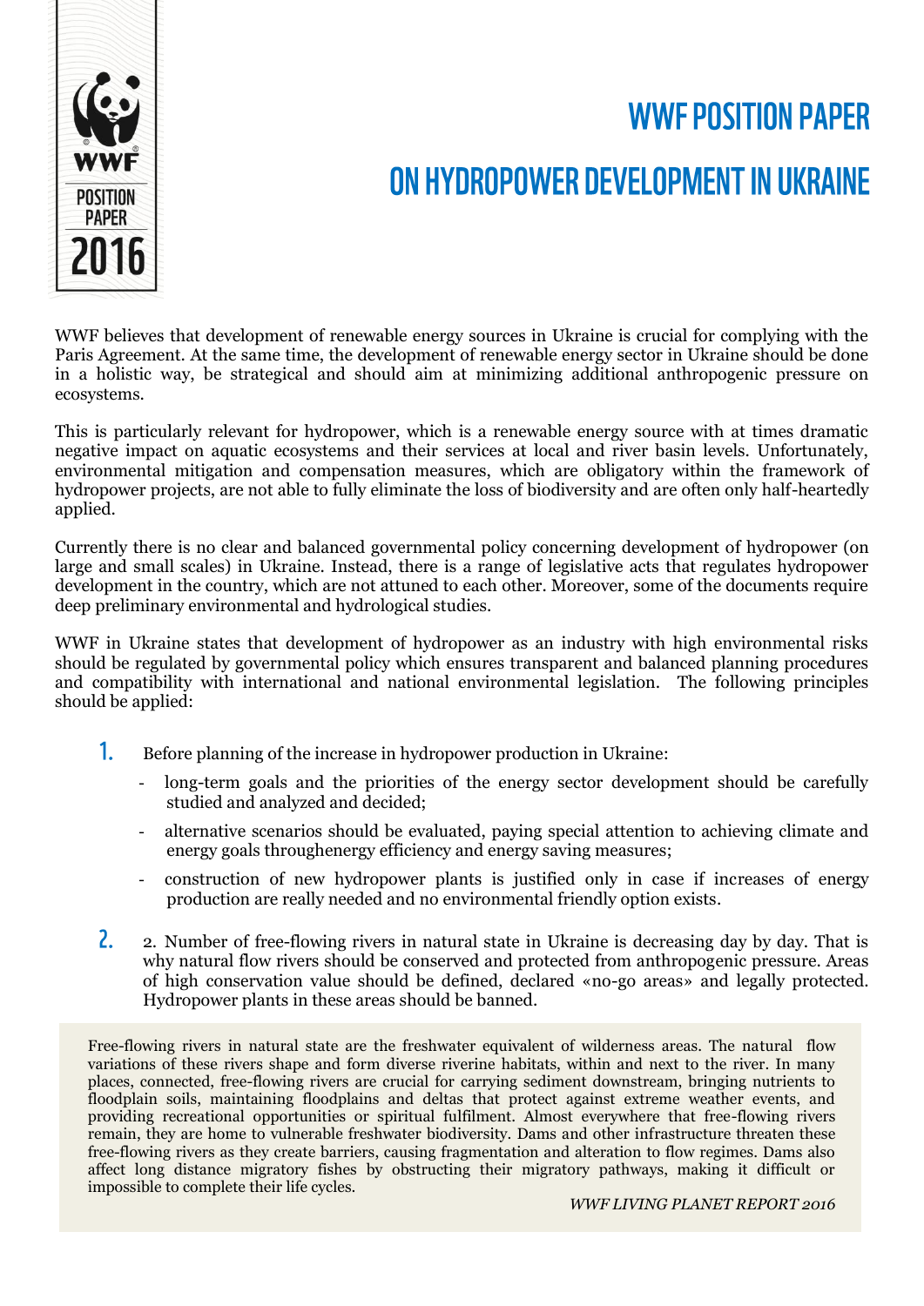# WWF POSITION PAPER

# ON HYDROPOWER DEVELOPMENT IN UKRAINE

WWF believes that development of renewable energy sources in Ukraine is crucial for complying with the Paris Agreement. At the same time, the development of renewable energy sector in Ukraine should be done in a holistic way, be strategical and should aim at minimizing additional anthropogenic pressure on ecosystems.

This is particularly relevant for hydropower, which is a renewable energy source with at times dramatic negative impact on aquatic ecosystems and their services at local and river basin levels. Unfortunately, environmental mitigation and compensation measures, which are obligatory within the framework of hydropower projects, are not able to fully eliminate the loss of biodiversity and are often only half-heartedly applied.

Currently there is no clear and balanced governmental policy concerning development of hydropower (on large and small scales) in Ukraine. Instead, there is a range of legislative acts that regulates hydropower development in the country, which are not attuned to each other. Moreover, some of the documents require deep preliminary environmental and hydrological studies.

WWF in Ukraine states that development of hydropower as an industry with high environmental risks should be regulated by governmental policy which ensures transparent and balanced planning procedures and compatibility with international and national environmental legislation. The following principles should be applied:

1. Before planning of the increase in hydropower production in Ukraine:
   - long-term goals and the priorities of the energy sector development should be carefully studied and analyzed and decided;
   - alternative scenarios should be evaluated, paying special attention to achieving climate and energy goals throughenergy efficiency and energy saving measures;
   - construction of new hydropower plants is justified only in case if increases of energy production are really needed and no environmental friendly option exists.

2. 2. Number of free-flowing rivers in natural state in Ukraine is decreasing day by day. That is why natural flow rivers should be conserved and protected from anthropogenic pressure. Areas of high conservation value should be defined, declared «no-go areas» and legally protected. Hydropower plants in these areas should be banned.

> Free-flowing rivers in natural state are the freshwater equivalent of wilderness areas. The natural flow variations of these rivers shape and form diverse riverine habitats, within and next to the river. In many places, connected, free-flowing rivers are crucial for carrying sediment downstream, bringing nutrients to floodplain soils, maintaining floodplains and deltas that protect against extreme weather events, and providing recreational opportunities or spiritual fulfilment. Almost everywhere that free-flowing rivers remain, they are home to vulnerable freshwater biodiversity. Dams and other infrastructure threaten these free-flowing rivers as they create barriers, causing fragmentation and alteration to flow regimes. Dams also affect long distance migratory fishes by obstructing their migratory pathways, making it difficult or impossible to complete their life cycles.
>
> *WWF LIVING PLANET REPORT 2016*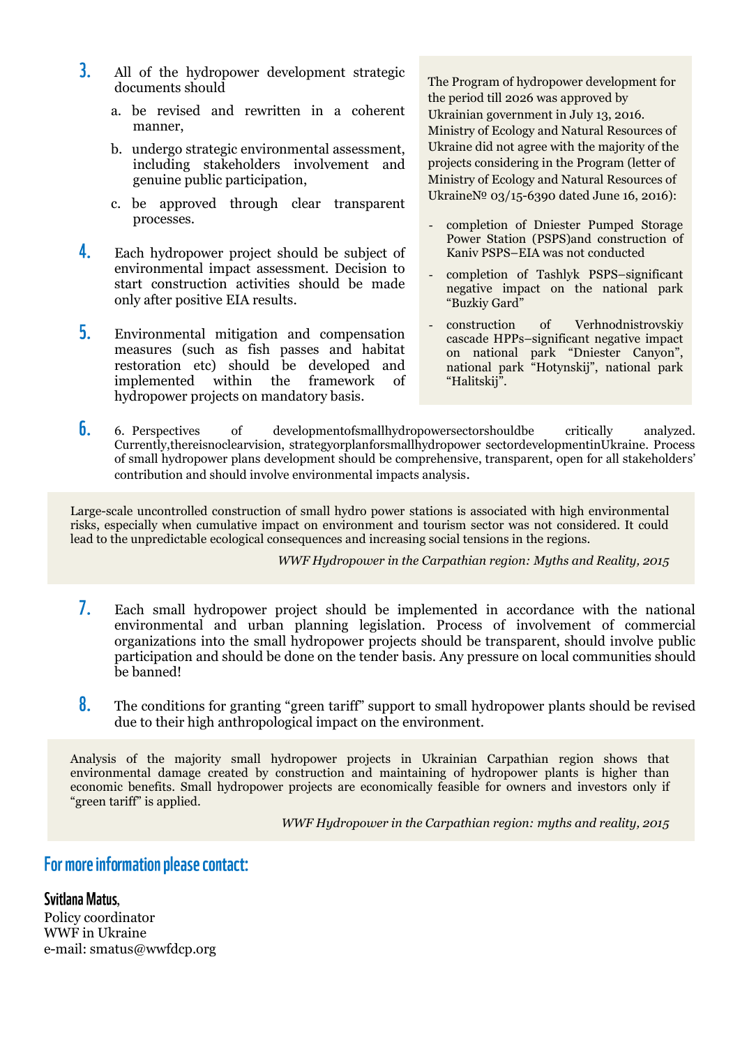3. All of the hydropower development strategic documents should

   a. be revised and rewritten in a coherent manner,

   b. undergo strategic environmental assessment, including stakeholders involvement and genuine public participation,

   c. be approved through clear transparent processes.

4. Each hydropower project should be subject of environmental impact assessment. Decision to start construction activities should be made only after positive EIA results.

5. Environmental mitigation and compensation measures (such as fish passes and habitat restoration etc) should be developed and implemented within the framework of hydropower projects on mandatory basis.

> The Program of hydropower development for the period till 2026 was approved by Ukrainian government in July 13, 2016. Ministry of Ecology and Natural Resources of Ukraine did not agree with the majority of the projects considering in the Program (letter of Ministry of Ecology and Natural Resources of Ukraine№ 03/15-6390 dated June 16, 2016):
>
> - completion of Dniester Pumped Storage Power Station (PSPS)and construction of Kaniv PSPS–EIA was not conducted
> - completion of Tashlyk PSPS–significant negative impact on the national park "Buzkiy Gard"
> - construction of Verhnodnistrovskiy cascade HPPs–significant negative impact on national park "Dniester Canyon", national park "Hotynskij", national park "Halitskij".

6. 6. Perspectives of developmentofsmallhydropowersectorshouldbe critically analyzed. Currently,thereisnoclearvision, strategyorplanforsmallhydropower sectordevelopmentinUkraine. Process of small hydropower plans development should be comprehensive, transparent, open for all stakeholders' contribution and should involve environmental impacts analysis.

> Large-scale uncontrolled construction of small hydro power stations is associated with high environmental risks, especially when cumulative impact on environment and tourism sector was not considered. It could lead to the unpredictable ecological consequences and increasing social tensions in the regions.
>
> *WWF Hydropower in the Carpathian region: Myths and Reality, 2015*

7. Each small hydropower project should be implemented in accordance with the national environmental and urban planning legislation. Process of involvement of commercial organizations into the small hydropower projects should be transparent, should involve public participation and should be done on the tender basis. Any pressure on local communities should be banned!

8. The conditions for granting "green tariff" support to small hydropower plants should be revised due to their high anthropological impact on the environment.

> Analysis of the majority small hydropower projects in Ukrainian Carpathian region shows that environmental damage created by construction and maintaining of hydropower plants is higher than economic benefits. Small hydropower projects are economically feasible for owners and investors only if "green tariff" is applied.
>
> *WWF Hydropower in the Carpathian region: myths and reality, 2015*

## For more information please contact:

**Svitlana Matus**,
Policy coordinator
WWF in Ukraine
e-mail: smatus@wwfdcp.org